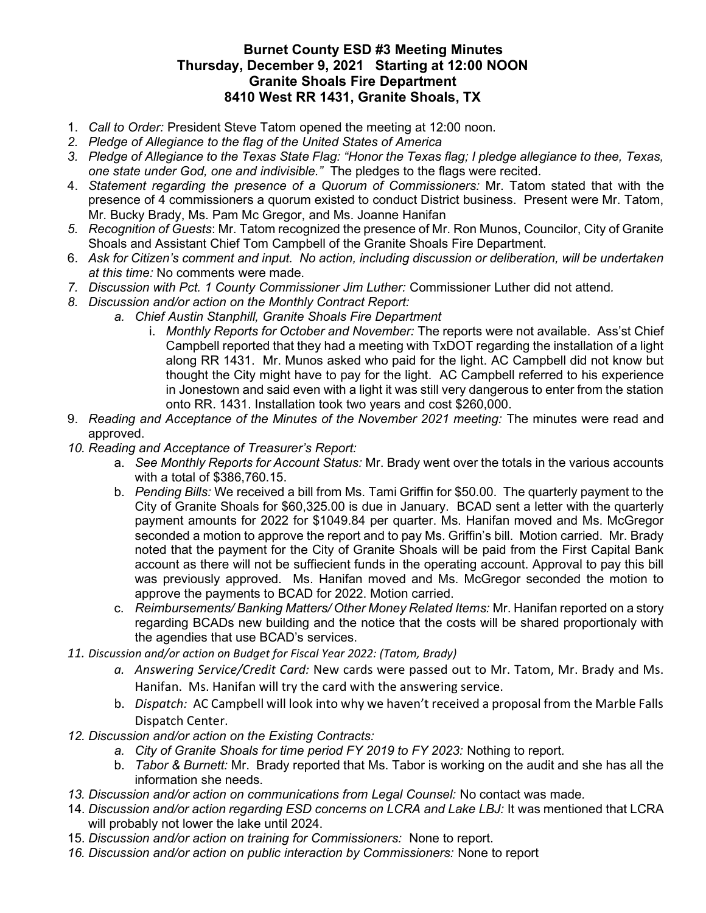# Burnet County ESD #3 Meeting Minutes
## Thursday, December 9, 2021 Starting at 12:00 NOON
## Granite Shoals Fire Department
## 8410 West RR 1431, Granite Shoals, TX

1. *Call to Order:* President Steve Tatom opened the meeting at 12:00 noon.
2. *Pledge of Allegiance to the flag of the United States of America*
3. *Pledge of Allegiance to the Texas State Flag: "Honor the Texas flag; I pledge allegiance to thee, Texas, one state under God, one and indivisible."* The pledges to the flags were recited.
4. *Statement regarding the presence of a Quorum of Commissioners:* Mr. Tatom stated that with the presence of 4 commissioners a quorum existed to conduct District business. Present were Mr. Tatom, Mr. Bucky Brady, Ms. Pam Mc Gregor, and Ms. Joanne Hanifan
5. *Recognition of Guests*: Mr. Tatom recognized the presence of Mr. Ron Munos, Councilor, City of Granite Shoals and Assistant Chief Tom Campbell of the Granite Shoals Fire Department.
6. *Ask for Citizen's comment and input. No action, including discussion or deliberation, will be undertaken at this time:* No comments were made.
7. *Discussion with Pct. 1 County Commissioner Jim Luther:* Commissioner Luther did not attend.
8. *Discussion and/or action on the Monthly Contract Report:*
   a. *Chief Austin Stanphill, Granite Shoals Fire Department*
      i. *Monthly Reports for October and November:* The reports were not available. Ass'st Chief Campbell reported that they had a meeting with TxDOT regarding the installation of a light along RR 1431. Mr. Munos asked who paid for the light. AC Campbell did not know but thought the City might have to pay for the light. AC Campbell referred to his experience in Jonestown and said even with a light it was still very dangerous to enter from the station onto RR. 1431. Installation took two years and cost $260,000.
9. *Reading and Acceptance of the Minutes of the November 2021 meeting:* The minutes were read and approved.
10. *Reading and Acceptance of Treasurer's Report:*
    a. *See Monthly Reports for Account Status:* Mr. Brady went over the totals in the various accounts with a total of $386,760.15.
    b. *Pending Bills:* We received a bill from Ms. Tami Griffin for $50.00. The quarterly payment to the City of Granite Shoals for $60,325.00 is due in January. BCAD sent a letter with the quarterly payment amounts for 2022 for $1049.84 per quarter. Ms. Hanifan moved and Ms. McGregor seconded a motion to approve the report and to pay Ms. Griffin's bill. Motion carried. Mr. Brady noted that the payment for the City of Granite Shoals will be paid from the First Capital Bank account as there will not be suffiecient funds in the operating account. Approval to pay this bill was previously approved. Ms. Hanifan moved and Ms. McGregor seconded the motion to approve the payments to BCAD for 2022. Motion carried.
    c. *Reimbursements/ Banking Matters/ Other Money Related Items:* Mr. Hanifan reported on a story regarding BCADs new building and the notice that the costs will be shared proportionaly with the agendies that use BCAD's services.
11. *Discussion and/or action on Budget for Fiscal Year 2022: (Tatom, Brady)*
    a. *Answering Service/Credit Card:* New cards were passed out to Mr. Tatom, Mr. Brady and Ms. Hanifan. Ms. Hanifan will try the card with the answering service.
    b. *Dispatch:* AC Campbell will look into why we haven't received a proposal from the Marble Falls Dispatch Center.
12. *Discussion and/or action on the Existing Contracts:*
    a. *City of Granite Shoals for time period FY 2019 to FY 2023:* Nothing to report.
    b. *Tabor & Burnett:* Mr. Brady reported that Ms. Tabor is working on the audit and she has all the information she needs.
13. *Discussion and/or action on communications from Legal Counsel:* No contact was made.
14. *Discussion and/or action regarding ESD concerns on LCRA and Lake LBJ:* It was mentioned that LCRA will probably not lower the lake until 2024.
15. *Discussion and/or action on training for Commissioners:* None to report.
16. *Discussion and/or action on public interaction by Commissioners:* None to report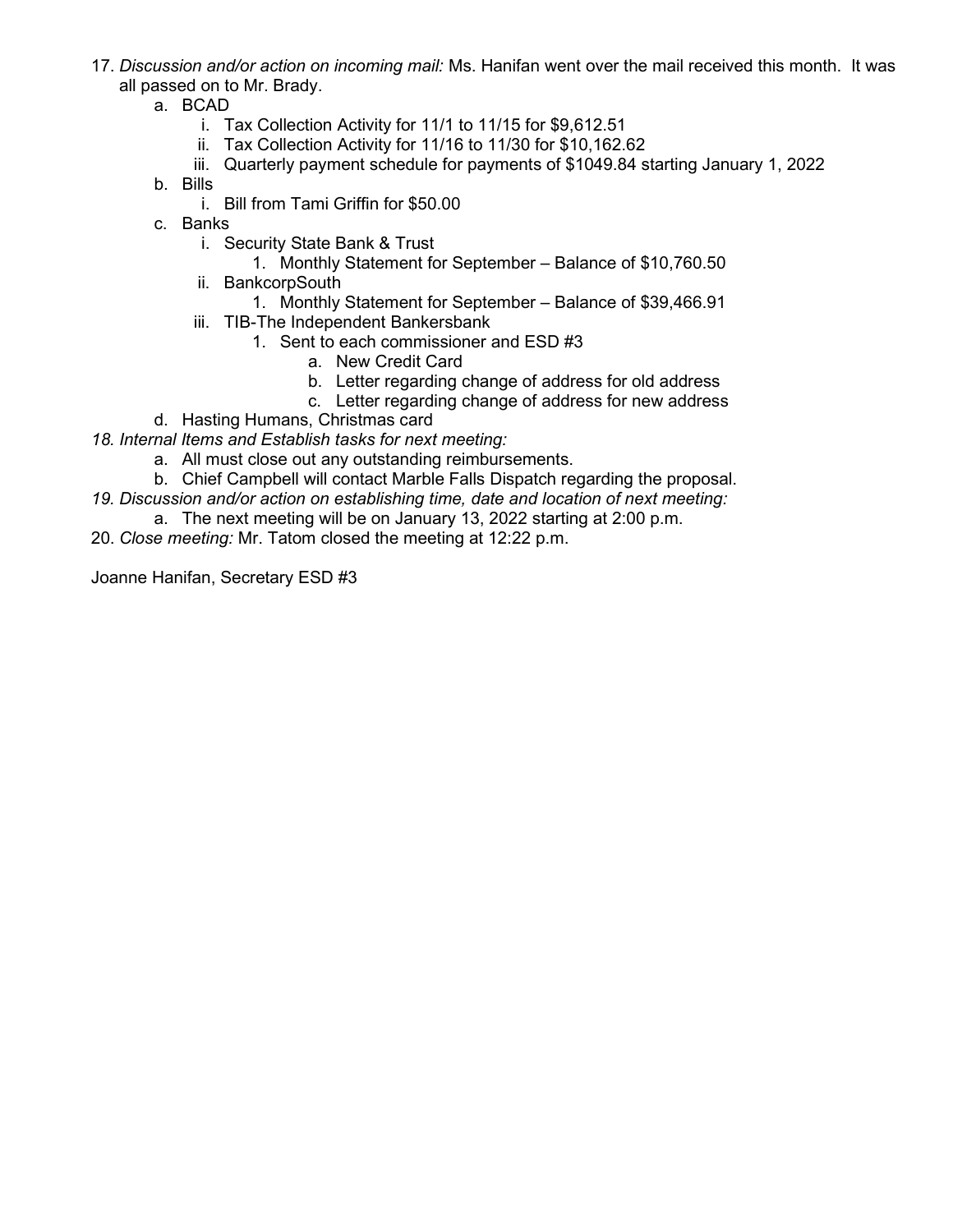17. *Discussion and/or action on incoming mail:* Ms. Hanifan went over the mail received this month. It was all passed on to Mr. Brady.
    a. BCAD
        i. Tax Collection Activity for 11/1 to 11/15 for $9,612.51
        ii. Tax Collection Activity for 11/16 to 11/30 for $10,162.62
        iii. Quarterly payment schedule for payments of $1049.84 starting January 1, 2022
    b. Bills
        i. Bill from Tami Griffin for $50.00
    c. Banks
        i. Security State Bank & Trust
            1. Monthly Statement for September – Balance of $10,760.50
        ii. BankcorpSouth
            1. Monthly Statement for September – Balance of $39,466.91
        iii. TIB-The Independent Bankersbank
            1. Sent to each commissioner and ESD #3
                a. New Credit Card
                b. Letter regarding change of address for old address
                c. Letter regarding change of address for new address
    d. Hasting Humans, Christmas card

18. *Internal Items and Establish tasks for next meeting:*
    a. All must close out any outstanding reimbursements.
    b. Chief Campbell will contact Marble Falls Dispatch regarding the proposal.

19. *Discussion and/or action on establishing time, date and location of next meeting:*
    a. The next meeting will be on January 13, 2022 starting at 2:00 p.m.

20. *Close meeting:* Mr. Tatom closed the meeting at 12:22 p.m.

Joanne Hanifan, Secretary ESD #3